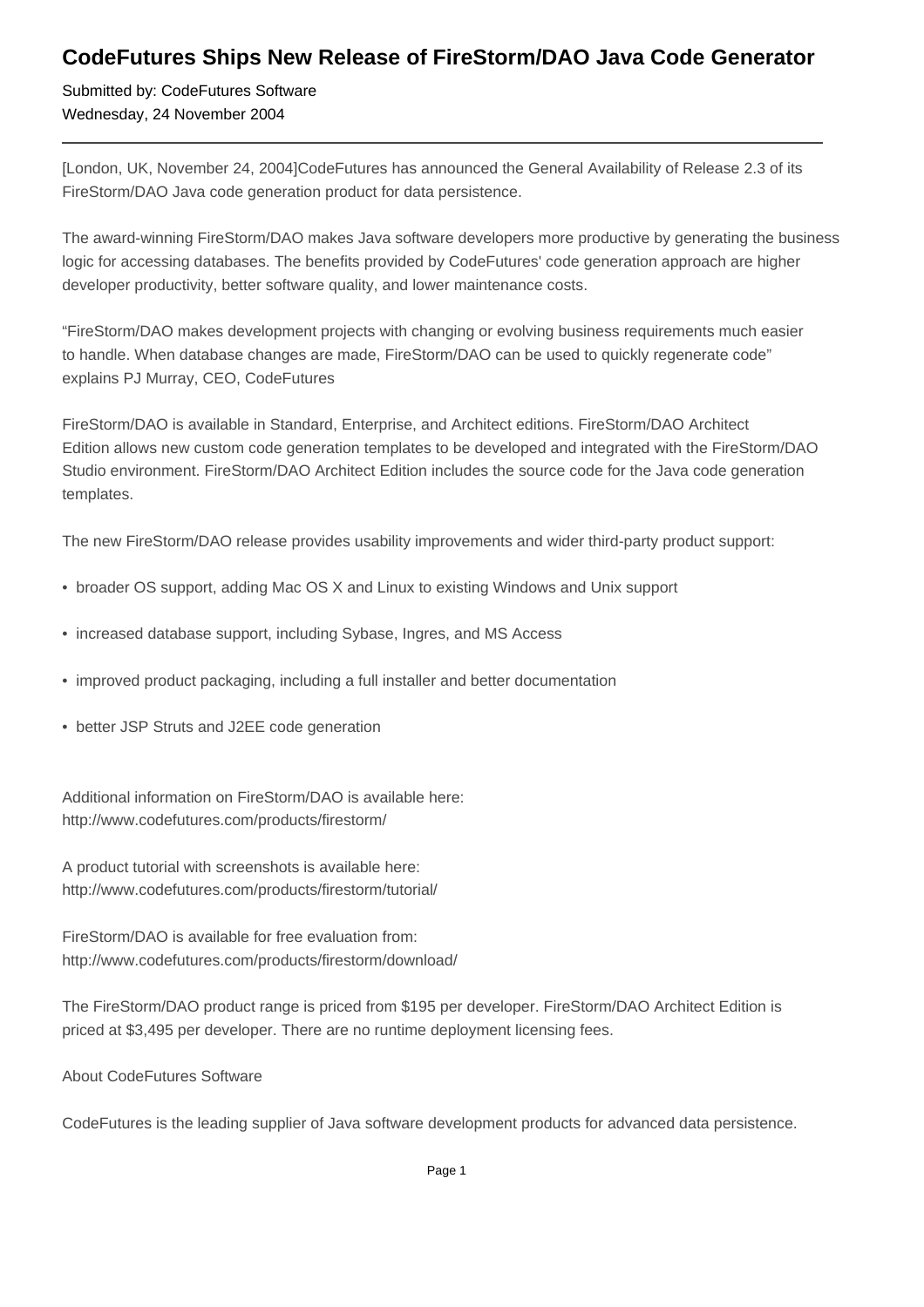# CodeFutures Ships New Release of FireStorm/DAO Java Code Generator

Submitted by: CodeFutures Software
Wednesday, 24 November 2004

---

[London, UK, November 24, 2004]CodeFutures has announced the General Availability of Release 2.3 of its FireStorm/DAO Java code generation product for data persistence.

The award-winning FireStorm/DAO makes Java software developers more productive by generating the business logic for accessing databases. The benefits provided by CodeFutures' code generation approach are higher developer productivity, better software quality, and lower maintenance costs.

“FireStorm/DAO makes development projects with changing or evolving business requirements much easier to handle. When database changes are made, FireStorm/DAO can be used to quickly regenerate code” explains PJ Murray, CEO, CodeFutures

FireStorm/DAO is available in Standard, Enterprise, and Architect editions. FireStorm/DAO Architect Edition allows new custom code generation templates to be developed and integrated with the FireStorm/DAO Studio environment. FireStorm/DAO Architect Edition includes the source code for the Java code generation templates.

The new FireStorm/DAO release provides usability improvements and wider third-party product support:

- broader OS support, adding Mac OS X and Linux to existing Windows and Unix support
- increased database support, including Sybase, Ingres, and MS Access
- improved product packaging, including a full installer and better documentation
- better JSP Struts and J2EE code generation

Additional information on FireStorm/DAO is available here:
http://www.codefutures.com/products/firestorm/

A product tutorial with screenshots is available here:
http://www.codefutures.com/products/firestorm/tutorial/

FireStorm/DAO is available for free evaluation from:
http://www.codefutures.com/products/firestorm/download/

The FireStorm/DAO product range is priced from $195 per developer. FireStorm/DAO Architect Edition is priced at $3,495 per developer. There are no runtime deployment licensing fees.

About CodeFutures Software

CodeFutures is the leading supplier of Java software development products for advanced data persistence.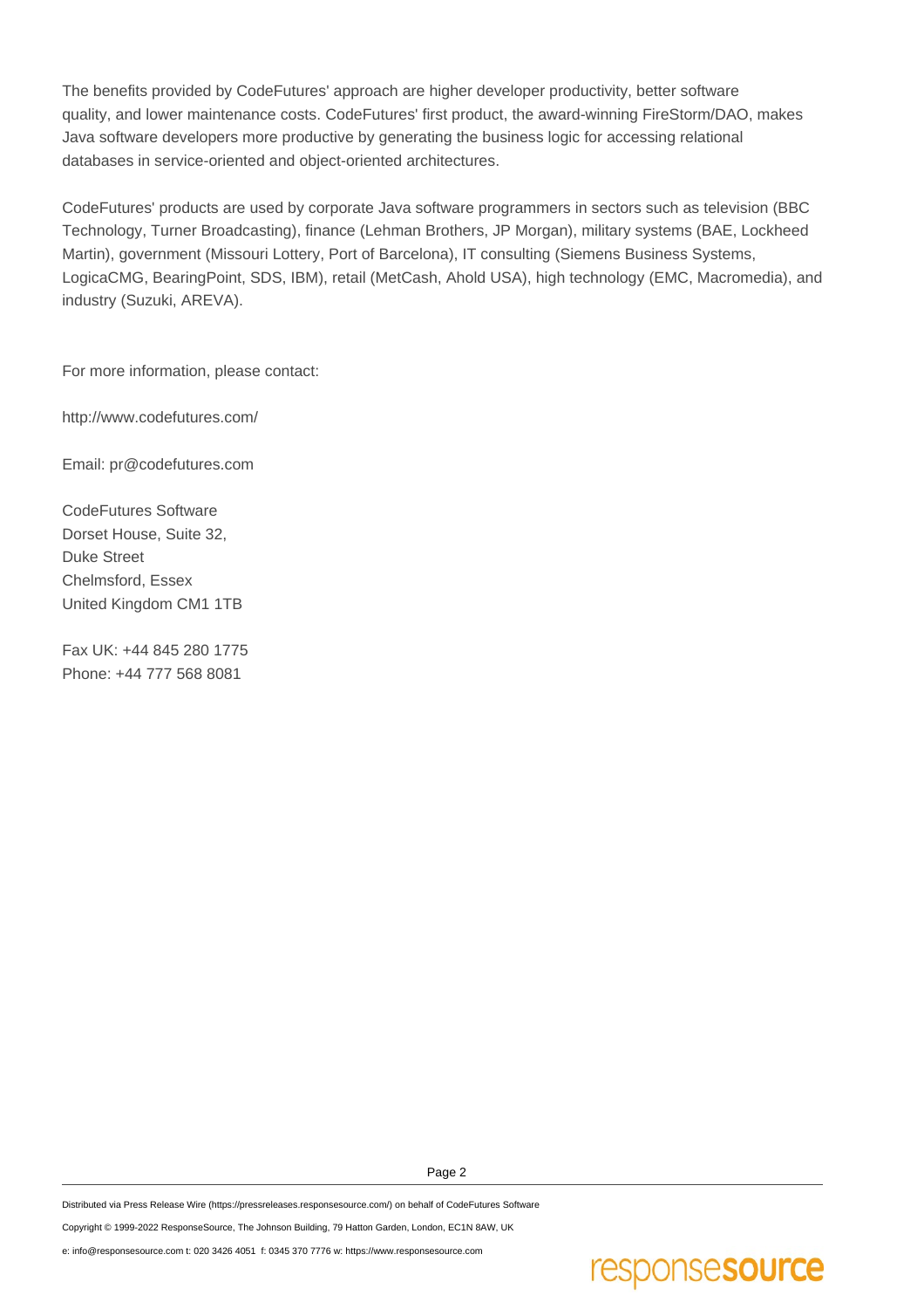The benefits provided by CodeFutures' approach are higher developer productivity, better software quality, and lower maintenance costs. CodeFutures' first product, the award-winning FireStorm/DAO, makes Java software developers more productive by generating the business logic for accessing relational databases in service-oriented and object-oriented architectures.

CodeFutures' products are used by corporate Java software programmers in sectors such as television (BBC Technology, Turner Broadcasting), finance (Lehman Brothers, JP Morgan), military systems (BAE, Lockheed Martin), government (Missouri Lottery, Port of Barcelona), IT consulting (Siemens Business Systems, LogicaCMG, BearingPoint, SDS, IBM), retail (MetCash, Ahold USA), high technology (EMC, Macromedia), and industry (Suzuki, AREVA).

For more information, please contact:

http://www.codefutures.com/

Email: pr@codefutures.com

CodeFutures Software
Dorset House, Suite 32,
Duke Street
Chelmsford, Essex
United Kingdom CM1 1TB

Fax UK: +44 845 280 1775
Phone: +44 777 568 8081

Distributed via Press Release Wire (https://pressreleases.responsesource.com/) on behalf of CodeFutures Software

Copyright © 1999-2022 ResponseSource, The Johnson Building, 79 Hatton Garden, London, EC1N 8AW, UK

e: info@responsesource.com t: 020 3426 4051 f: 0345 370 7776 w: https://www.responsesource.com